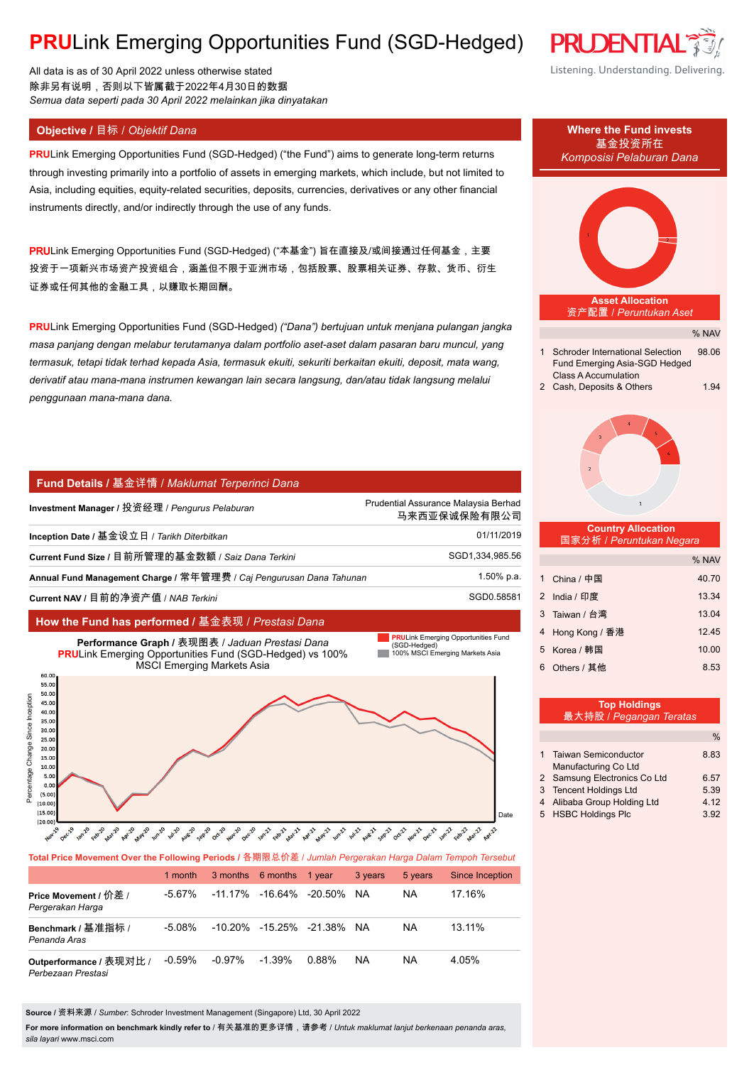# **PRU**Link Emerging Opportunities Fund (SGD-Hedged)

All data is as of 30 April 2022 unless otherwise stated
除非另有说明，否则以下皆属截于2022年4月30日的数据
*Semua data seperti pada 30 April 2022 melainkan jika dinyatakan*

Listening. Understanding. Delivering.

## Objective / 目标 / *Objektif Dana*

**PRU**Link Emerging Opportunities Fund (SGD-Hedged) ("the Fund") aims to generate long-term returns through investing primarily into a portfolio of assets in emerging markets, which include, but not limited to Asia, including equities, equity-related securities, deposits, currencies, derivatives or any other financial instruments directly, and/or indirectly through the use of any funds.

**PRU**Link Emerging Opportunities Fund (SGD-Hedged) ("本基金") 旨在直接及/或间接通过任何基金，主要投资于一项新兴市场资产投资组合，涵盖但不限于亚洲市场，包括股票、股票相关证券、存款、货币、衍生证券或任何其他的金融工具，以赚取长期回酬。

**PRU**Link Emerging Opportunities Fund (SGD-Hedged) *("Dana") bertujuan untuk menjana pulangan jangka masa panjang dengan melabur terutamanya dalam portfolio aset-aset dalam pasaran baru muncul, yang termasuk, tetapi tidak terhad kepada Asia, termasuk ekuiti, sekuriti berkaitan ekuiti, deposit, mata wang, derivatif atau mana-mana instrumen kewangan lain secara langsung, dan/atau tidak langsung melalui penggunaan mana-mana dana.*

## Fund Details / 基金详情 / *Maklumat Terperinci Dana*

| | |
|---|---|
| **Investment Manager** / 投资经理 / *Pengurus Pelaburan* | Prudential Assurance Malaysia Berhad 马来西亚保诚保险有限公司 |
| **Inception Date** / 基金设立日 / *Tarikh Diterbitkan* | 01/11/2019 |
| **Current Fund Size** / 目前所管理的基金数额 / *Saiz Dana Terkini* | SGD1,334,985.56 |
| **Annual Fund Management Charge** / 常年管理费 / *Caj Pengurusan Dana Tahunan* | 1.50% p.a. |
| **Current NAV** / 目前的净资产值 / *NAB Terkini* | SGD0.58581 |

## How the Fund has performed / 基金表现 / *Prestasi Dana*

**Performance Graph** / 表现图表 / *Jaduan Prestasi Dana*
**PRU**Link Emerging Opportunities Fund (SGD-Hedged) vs 100% MSCI Emerging Markets Asia

**Total Price Movement Over the Following Periods** / 各期限总价差 / *Jumlah Pergerakan Harga Dalam Tempoh Tersebut*

| | 1 month | 3 months | 6 months | 1 year | 3 years | 5 years | Since Inception |
|---|---|---|---|---|---|---|---|
| **Price Movement** / 价差 / *Pergerakan Harga* | -5.67% | -11.17% | -16.64% | -20.50% | NA | NA | 17.16% |
| **Benchmark** / 基准指标 / *Penanda Aras* | -5.08% | -10.20% | -15.25% | -21.38% | NA | NA | 13.11% |
| **Outperformance** / 表现对比 / *Perbezaan Prestasi* | -0.59% | -0.97% | -1.39% | 0.88% | NA | NA | 4.05% |

**Source** / 资料来源 / *Sumber*: Schroder Investment Management (Singapore) Ltd, 30 April 2022

**For more information on benchmark kindly refer to** / 有关基准的更多详情，请参考 / *Untuk maklumat lanjut berkenaan penanda aras, sila layari* www.msci.com

## Where the Fund invests / 基金投资所在 / *Komposisi Pelaburan Dana*

### Asset Allocation / 资产配置 / *Peruntukan Aset*

| | | % NAV |
|---|---|---|
| 1 | Schroder International Selection Fund Emerging Asia-SGD Hedged Class A Accumulation | 98.06 |
| 2 | Cash, Deposits & Others | 1.94 |

### Country Allocation / 国家分析 / *Peruntukan Negara*

| | | % NAV |
|---|---|---|
| 1 | China / 中国 | 40.70 |
| 2 | India / 印度 | 13.34 |
| 3 | Taiwan / 台湾 | 13.04 |
| 4 | Hong Kong / 香港 | 12.45 |
| 5 | Korea / 韩国 | 10.00 |
| 6 | Others / 其他 | 8.53 |

### Top Holdings / 最大持股 / *Pegangan Teratas*

| | | % |
|---|---|---|
| 1 | Taiwan Semiconductor Manufacturing Co Ltd | 8.83 |
| 2 | Samsung Electronics Co Ltd | 6.57 |
| 3 | Tencent Holdings Ltd | 5.39 |
| 4 | Alibaba Group Holding Ltd | 4.12 |
| 5 | HSBC Holdings Plc | 3.92 |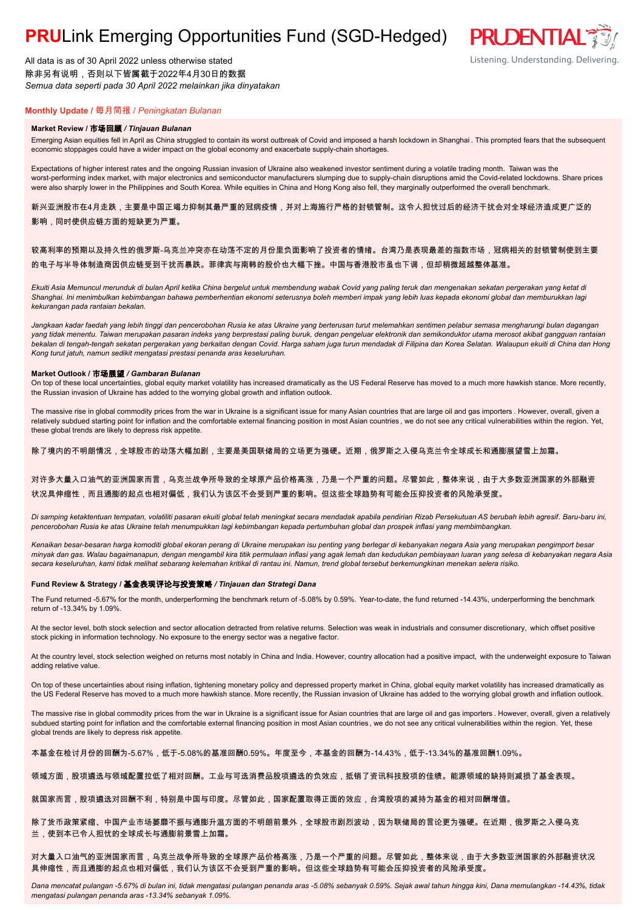# **PRU**Link Emerging Opportunities Fund (SGD-Hedged)

All data is as of 30 April 2022 unless otherwise stated
除非另有说明，否则以下皆属截于2022年4月30日的数据
*Semua data seperti pada 30 April 2022 melainkan jika dinyatakan*

## Monthly Update / 每月简报 / *Peningkatan Bulanan*

### Market Review / 市场回顾 / *Tinjauan Bulanan*

Emerging Asian equities fell in April as China struggled to contain its worst outbreak of Covid and imposed a harsh lockdown in Shanghai . This prompted fears that the subsequent economic stoppages could have a wider impact on the global economy and exacerbate supply-chain shortages.

Expectations of higher interest rates and the ongoing Russian invasion of Ukraine also weakened investor sentiment during a volatile trading month. Taiwan was the worst-performing index market, with major electronics and semiconductor manufacturers slumping due to supply-chain disruptions amid the Covid-related lockdowns. Share prices were also sharply lower in the Philippines and South Korea. While equities in China and Hong Kong also fell, they marginally outperformed the overall benchmark.

新兴亚洲股市在4月走跌，主要是中国正竭力抑制其最严重的冠病疫情，并对上海施行严格的封锁管制。这令人担忧过后的经济干扰会对全球经济造成更广泛的影响，同时使供应链方面的短缺更为严重。

较高利率的预期以及持久性的俄罗斯-乌克兰冲突亦在动荡不定的月份里负面影响了投资者的情绪。台湾乃是表现最差的指数市场，冠病相关的封锁管制使到主要的电子与半导体制造商因供应链受到干扰而暴跌。菲律宾与南韩的股价也大幅下挫。中国与香港股市虽也下调，但却稍微超越整体基准。

*Ekuiti Asia Memuncul merunduk di bulan April ketika China bergelut untuk membendung wabak Covid yang paling teruk dan mengenakan sekatan pergerakan yang ketat di Shanghai. Ini menimbulkan kebimbangan bahawa pemberhentian ekonomi seterusnya boleh memberi impak yang lebih luas kepada ekonomi global dan memburukkan lagi kekurangan pada rantaian bekalan.*

*Jangkaan kadar faedah yang lebih tinggi dan pencerobohan Rusia ke atas Ukraine yang berterusan turut melemahkan sentimen pelabur semasa mengharungi bulan dagangan yang tidak menentu. Taiwan merupakan pasaran indeks yang berprestasi paling buruk, dengan pengeluar elektronik dan semikonduktor utama merosot akibat gangguan rantaian bekalan di tengah-tengah sekatan pergerakan yang berkaitan dengan Covid. Harga saham juga turun mendadak di Filipina dan Korea Selatan. Walaupun ekuiti di China dan Hong Kong turut jatuh, namun sedikit mengatasi prestasi penanda aras keseluruhan.*

### Market Outlook / 市场展望 / *Gambaran Bulanan*

On top of these local uncertainties, global equity market volatility has increased dramatically as the US Federal Reserve has moved to a much more hawkish stance. More recently, the Russian invasion of Ukraine has added to the worrying global growth and inflation outlook.

The massive rise in global commodity prices from the war in Ukraine is a significant issue for many Asian countries that are large oil and gas importers . However, overall, given a relatively subdued starting point for inflation and the comfortable external financing position in most Asian countries , we do not see any critical vulnerabilities within the region. Yet, these global trends are likely to depress risk appetite.

除了境内的不明朗情况，全球股市的动荡大幅加剧，主要是美国联储局的立场更为强硬。近期，俄罗斯之入侵乌克兰令全球成长和通膨展望雪上加霜。

对许多大量入口油气的亚洲国家而言，乌克兰战争所导致的全球原产品价格高涨，乃是一个严重的问题。尽管如此，整体来说，由于大多数亚洲国家的外部融资状况具伸缩性，而且通膨的起点也相对偏低，我们认为该区不会受到严重的影响。但这些全球趋势有可能会压抑投资者的风险承受度。

*Di samping ketaktentuan tempatan, volatiliti pasaran ekuiti global telah meningkat secara mendadak apabila pendirian Rizab Persekutuan AS berubah lebih agresif. Baru-baru ini, pencerobohan Rusia ke atas Ukraine telah menumpukkan lagi kebimbangan kepada pertumbuhan global dan prospek inflasi yang membimbangkan.*

*Kenaikan besar-besaran harga komoditi global ekoran perang di Ukraine merupakan isu penting yang berlegar di kebanyakan negara Asia yang merupakan pengimport besar minyak dan gas. Walau bagaimanapun, dengan mengambil kira titik permulaan inflasi yang agak lemah dan kedudukan pembiayaan luaran yang selesa di kebanyakan negara Asia secara keseluruhan, kami tidak melihat sebarang kelemahan kritikal di rantau ini. Namun, trend global tersebut berkemungkinan menekan selera risiko.*

### Fund Review & Strategy / 基金表现评论与投资策略 / *Tinjauan dan Strategi Dana*

The Fund returned -5.67% for the month, underperforming the benchmark return of -5.08% by 0.59%. Year-to-date, the fund returned -14.43%, underperforming the benchmark return of -13.34% by 1.09%.

At the sector level, both stock selection and sector allocation detracted from relative returns. Selection was weak in industrials and consumer discretionary, which offset positive stock picking in information technology. No exposure to the energy sector was a negative factor.

At the country level, stock selection weighed on returns most notably in China and India. However, country allocation had a positive impact, with the underweight exposure to Taiwan adding relative value.

On top of these uncertainties about rising inflation, tightening monetary policy and depressed property market in China, global equity market volatility has increased dramatically as the US Federal Reserve has moved to a much more hawkish stance. More recently, the Russian invasion of Ukraine has added to the worrying global growth and inflation outlook.

The massive rise in global commodity prices from the war in Ukraine is a significant issue for Asian countries that are large oil and gas importers . However, overall, given a relatively subdued starting point for inflation and the comfortable external financing position in most Asian countries , we do not see any critical vulnerabilities within the region. Yet, these global trends are likely to depress risk appetite.

本基金在检讨月份的回酬为-5.67%，低于-5.08%的基准回酬0.59%。年度至今，本基金的回酬为-14.43%，低于-13.34%的基准回酬1.09%。

领域方面，股项遴选与领域配置拉低了相对回酬。工业与可选消费品股项遴选的负效应，抵销了资讯科技股项的佳绩。能源领域的缺持则减损了基金表现。

就国家而言，股项遴选对回酬不利，特别是中国与印度。尽管如此，国家配置取得正面的效应，台湾股项的减持为基金的相对回酬增值。

除了货币政策紧缩、中国产业市场萎靡不振与通膨升温方面的不明朗前景外，全球股市剧烈波动，因为联储局的言论更为强硬。在近期，俄罗斯之入侵乌克兰，使到本已令人担忧的全球成长与通膨前景雪上加霜。

对大量入口油气的亚洲国家而言，乌克兰战争所导致的全球原产品价格高涨，乃是一个严重的问题。尽管如此，整体来说，由于大多数亚洲国家的外部融资状况具伸缩性，而且通膨的起点也相对偏低，我们认为该区不会受到严重的影响。但这些全球趋势有可能会压抑投资者的风险承受度。

*Dana mencatat pulangan -5.67% di bulan ini, tidak mengatasi pulangan penanda aras -5.08% sebanyak 0.59%. Sejak awal tahun hingga kini, Dana memulangkan -14.43%, tidak mengatasi pulangan penanda aras -13.34% sebanyak 1.09%.*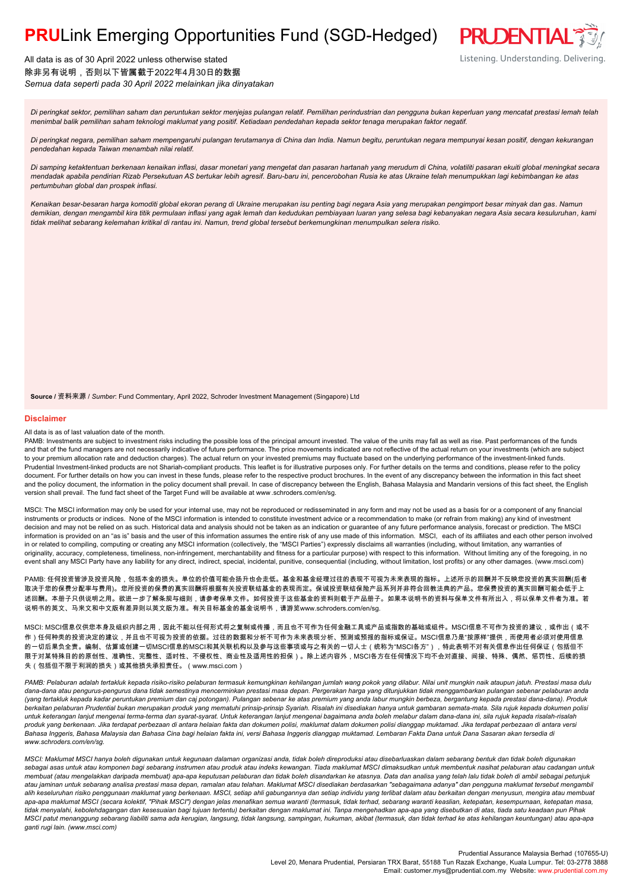*Di peringkat sektor, pemilihan saham dan peruntukan sektor menjejas pulangan relatif. Pemilihan perindustrian dan pengguna bukan keperluan yang mencatat prestasi lemah telah menimbal balik pemilihan saham teknologi maklumat yang positif. Ketiadaan pendedahan kepada sektor tenaga merupakan faktor negatif.*

*Di peringkat negara, pemilihan saham mempengaruhi pulangan terutamanya di China dan India. Namun begitu, peruntukan negara mempunyai kesan positif, dengan kekurangan pendedahan kepada Taiwan menambah nilai relatif.*

*Di samping ketaktentuan berkenaan kenaikan inflasi, dasar monetari yang mengetat dan pasaran hartanah yang merudum di China, volatiliti pasaran ekuiti global meningkat secara mendadak apabila pendirian Rizab Persekutuan AS bertukar lebih agresif. Baru-baru ini, pencerobohan Rusia ke atas Ukraine telah menumpukkan lagi kebimbangan ke atas pertumbuhan global dan prospek inflasi.*

*Kenaikan besar-besaran harga komoditi global ekoran perang di Ukraine merupakan isu penting bagi negara Asia yang merupakan pengimport besar minyak dan gas. Namun demikian, dengan mengambil kira titik permulaan inflasi yang agak lemah dan kedudukan pembiayaan luaran yang selesa bagi kebanyakan negara Asia secara kesuluruhan, kami tidak melihat sebarang kelemahan kritikal di rantau ini. Namun, trend global tersebut berkemungkinan menumpulkan selera risiko.*

**Source** / 资料来源 / *Sumber*: Fund Commentary, April 2022, Schroder Investment Management (Singapore) Ltd

## Disclaimer

All data is as of last valuation date of the month.

PAMB: Investments are subject to investment risks including the possible loss of the principal amount invested. The value of the units may fall as well as rise. Past performances of the funds and that of the fund managers are not necessarily indicative of future performance. The price movements indicated are not reflective of the actual return on your investments (which are subject to your premium allocation rate and deduction charges). The actual return on your invested premiums may fluctuate based on the underlying performance of the investment-linked funds. Prudential Investment-linked products are not Shariah-compliant products. This leaflet is for illustrative purposes only. For further details on the terms and conditions, please refer to the policy document. For further details on how you can invest in these funds, please refer to the respective product brochures. In the event of any discrepancy between the information in this fact sheet and the policy document, the information in the policy document shall prevail. In case of discrepancy between the English, Bahasa Malaysia and Mandarin versions of this fact sheet, the English version shall prevail. The fund fact sheet of the Target Fund will be available at www.schroders.com/en/sg.

MSCI: The MSCI information may only be used for your internal use, may not be reproduced or redisseminated in any form and may not be used as a basis for or a component of any financial instruments or products or indices. None of the MSCI information is intended to constitute investment advice or a recommendation to make (or refrain from making) any kind of investment decision and may not be relied on as such. Historical data and analysis should not be taken as an indication or guarantee of any future performance analysis, forecast or prediction. The MSCI information is provided on an "as is" basis and the user of this information assumes the entire risk of any use made of this information. MSCI, each of its affiliates and each other person involved in or related to compiling, computing or creating any MSCI information (collectively, the "MSCI Parties") expressly disclaims all warranties (including, without limitation, any warranties of originality, accuracy, completeness, timeliness, non-infringement, merchantability and fitness for a particular purpose) with respect to this information. Without limiting any of the foregoing, in no event shall any MSCI Party have any liability for any direct, indirect, special, incidental, punitive, consequential (including, without limitation, lost profits) or any other damages. (www.msci.com)

PAMB: 任何投资皆涉及投资风险，包括本金的损失。单位的价值可能会扬升也会走低。基金和基金经理过往的表现不可视为未来表现的指标。上述所示的回酬并不反映您投资的真实回酬(后者取决于您的保费分配率与费用)。您所投资的保费的真实回酬将根据有关投资联结基金的表现而定。保诚投资联结保险产品系列并非符合回教法典的产品。您保费投资的真实回酬可能会低于上述回酬。本册子只供说明之用。欲进一步了解条规与细则，请参考保单文件。如何投资于这些基金的资料则载于产品册子。如果本说明书的资料与保单文件有所出入，将以保单文件者为准。若说明书的英文、马来文和中文版有差异则以英文版为准。有关目标基金的基金说明书，请游览www.schroders.com/en/sg.

MSCI: MSCI信息仅供您本身及组织内部之用，因此不能以任何形式将之复制或传播，而且也不可作为任何金融工具或产品或指数的基础或组件。MSCI信息不可作为投资的建议，或作出（或不作）任何种类的投资决定的建议，并且也不可视为投资的依据。过往的数据和分析不可作为未来表现分析、预测或预报的指标或保证。MSCI信息乃是"按原样"提供，而使用者必须对使用信息的一切后果负全责。编制、估算或创建一切MSCI信息的MSCI和其关联机构以及参与这些事项或与之有关的一切人士（统称为"MSCI各方"），特此表明不对有关信息作出任何保证（包括但不限于对某特殊目的的原创性、准确性、完整性、适时性、不侵权性、商业性及适用性的担保）。除上述内容外，MSCI各方在任何情况下均不会对直接、间接、特殊、偶然、惩罚性、后续的损失（包括但不限于利润的损失）或其他损失承担责任。（www.msci.com）

*PAMB: Pelaburan adalah tertakluk kepada risiko-risiko pelaburan termasuk kemungkinan kehilangan jumlah wang pokok yang dilabur. Nilai unit mungkin naik ataupun jatuh. Prestasi masa dulu dana-dana atau pengurus-pengurus dana tidak semestinya mencerminkan prestasi masa depan. Pergerakan harga yang ditunjukkan tidak menggambarkan pulangan sebenar pelaburan anda (yang tertakluk kepada kadar peruntukan premium dan caj potongan). Pulangan sebenar ke atas premium yang anda labur mungkin berbeza, bergantung kepada prestasi dana-dana). Produk berkaitan pelaburan Prudential bukan merupakan produk yang mematuhi prinsip-prinsip Syariah. Risalah ini disediakan hanya untuk gambaran semata-mata. Sila rujuk kepada dokumen polisi untuk keterangan lanjut mengenai terma-terma dan syarat-syarat. Untuk keterangan lanjut mengenai bagaimana anda boleh melabur dalam dana-dana ini, sila rujuk kepada risalah-risalah produk yang berkenaan. Jika terdapat perbezaan di antara helaian fakta dan dokumen polisi, maklumat dalam dokumen polisi dianggap muktamad. Jika terdapat perbezaan di antara versi Bahasa Inggeris, Bahasa Malaysia dan Bahasa Cina bagi helaian fakta ini, versi Bahasa Inggeris dianggap muktamad. Lembaran Fakta Dana untuk Dana Sasaran akan tersedia di www.schroders.com/en/sg.*

*MSCI: Maklumat MSCI hanya boleh digunakan untuk kegunaan dalaman organizasi anda, tidak boleh direproduksi atau disebarluaskan dalam sebarang bentuk dan tidak boleh digunakan sebagai asas untuk atau komponen bagi sebarang instrumen atau produk atau indeks kewangan. Tiada maklumat MSCI dimaksudkan untuk membentuk nasihat pelaburan atau cadangan untuk membuat (atau mengelakkan daripada membuat) apa-apa keputusan pelaburan dan tidak boleh disandarkan ke atasnya. Data dan analisa yang telah lalu tidak boleh di ambil sebagai petunjuk atau jaminan untuk sebarang analisa prestasi masa depan, ramalan atau telahan. Maklumat MSCI disediakan berdasarkan "sebagaimana adanya" dan pengguna maklumat tersebut mengambil alih keseluruhan risiko penggunaan maklumat yang berkenaan. MSCI, setiap ahli gabungannya dan setiap individu yang terlibat dalam atau berkaitan dengan menyusun, mengira atau membuat apa-apa maklumat MSCI (secara kolektif, "Pihak MSCI") dengan jelas menafikan semua waranti (termasuk, tidak terhad, sebarang waranti keaslian, ketepatan, kesempurnaan, ketepatan masa, tidak menyalahi, kebolehdagangan dan kesesuaian bagi tujuan tertentu) berkaitan dengan maklumat ini. Tanpa mengehadkan apa-apa yang disebutkan di atas, tiada satu keadaan pun Pihak MSCI patut menanggung sebarang liabiliti sama ada kerugian, langsung, tidak langsung, sampingan, hukuman, akibat (termasuk, dan tidak terhad ke atas kehilangan keuntungan) atau apa-apa ganti rugi lain. (www.msci.com)*

Prudential Assurance Malaysia Berhad (107655-U)
Level 20, Menara Prudential, Persiaran TRX Barat, 55188 Tun Razak Exchange, Kuala Lumpur. Tel: 03-2778 3888
Email: customer.mys@prudential.com.my Website: www.prudential.com.my